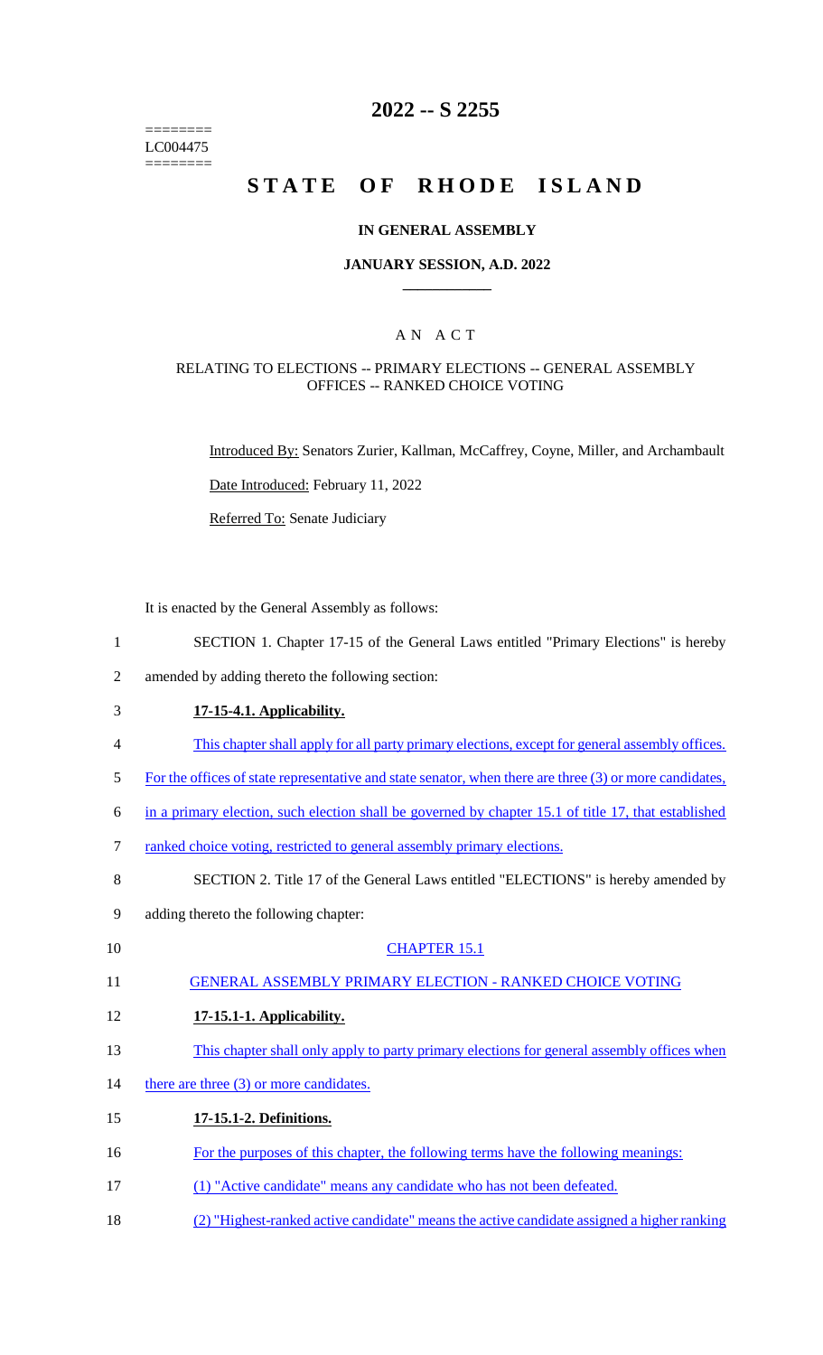========
LC004475
========

# 2022 -- S 2255

# STATE OF RHODE ISLAND

### IN GENERAL ASSEMBLY

### JANUARY SESSION, A.D. 2022

## A N A C T

### RELATING TO ELECTIONS -- PRIMARY ELECTIONS -- GENERAL ASSEMBLY OFFICES -- RANKED CHOICE VOTING

Introduced By: Senators Zurier, Kallman, McCaffrey, Coyne, Miller, and Archambault

Date Introduced: February 11, 2022

Referred To: Senate Judiciary

It is enacted by the General Assembly as follows:

1 SECTION 1. Chapter 17-15 of the General Laws entitled "Primary Elections" is hereby
2 amended by adding thereto the following section:

3 **17-15-4.1. Applicability.**

4 This chapter shall apply for all party primary elections, except for general assembly offices.
5 For the offices of state representative and state senator, when there are three (3) or more candidates,
6 in a primary election, such election shall be governed by chapter 15.1 of title 17, that established
7 ranked choice voting, restricted to general assembly primary elections.

8 SECTION 2. Title 17 of the General Laws entitled "ELECTIONS" is hereby amended by
9 adding thereto the following chapter:

10 CHAPTER 15.1

11 GENERAL ASSEMBLY PRIMARY ELECTION - RANKED CHOICE VOTING

12 **17-15.1-1. Applicability.**

13 This chapter shall only apply to party primary elections for general assembly offices when
14 there are three (3) or more candidates.

15 **17-15.1-2. Definitions.**

16 For the purposes of this chapter, the following terms have the following meanings:

17 (1) "Active candidate" means any candidate who has not been defeated.

18 (2) "Highest-ranked active candidate" means the active candidate assigned a higher ranking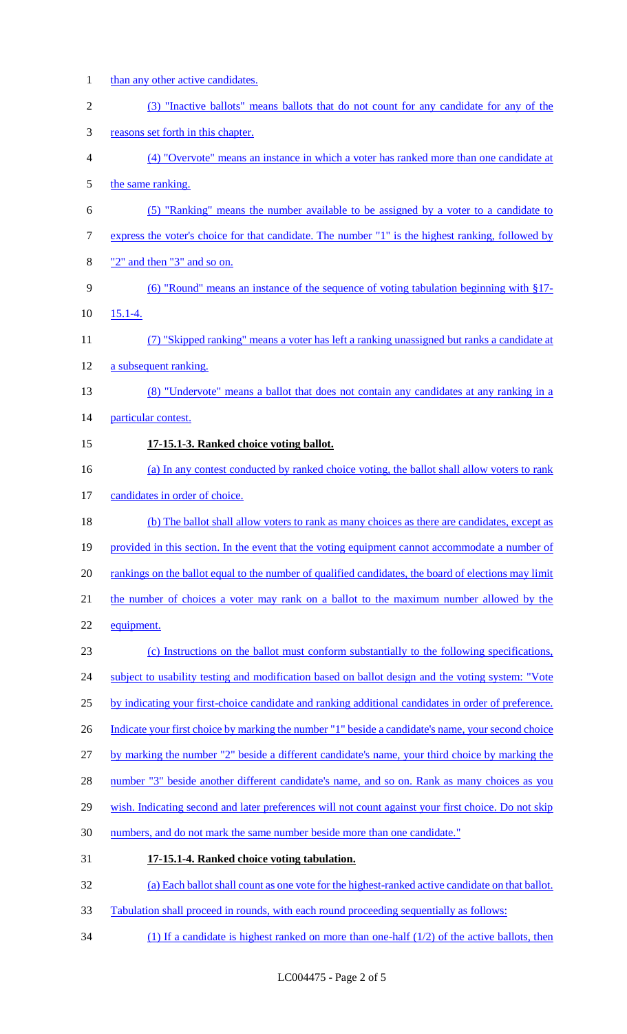than any other active candidates.

(3) "Inactive ballots" means ballots that do not count for any candidate for any of the reasons set forth in this chapter.

(4) "Overvote" means an instance in which a voter has ranked more than one candidate at the same ranking.

(5) "Ranking" means the number available to be assigned by a voter to a candidate to express the voter's choice for that candidate. The number "1" is the highest ranking, followed by "2" and then "3" and so on.

(6) "Round" means an instance of the sequence of voting tabulation beginning with §17-15.1-4.

(7) "Skipped ranking" means a voter has left a ranking unassigned but ranks a candidate at a subsequent ranking.

(8) "Undervote" means a ballot that does not contain any candidates at any ranking in a particular contest.

**17-15.1-3. Ranked choice voting ballot.**

(a) In any contest conducted by ranked choice voting, the ballot shall allow voters to rank candidates in order of choice.

(b) The ballot shall allow voters to rank as many choices as there are candidates, except as provided in this section. In the event that the voting equipment cannot accommodate a number of rankings on the ballot equal to the number of qualified candidates, the board of elections may limit the number of choices a voter may rank on a ballot to the maximum number allowed by the equipment.

(c) Instructions on the ballot must conform substantially to the following specifications, subject to usability testing and modification based on ballot design and the voting system: "Vote by indicating your first-choice candidate and ranking additional candidates in order of preference. Indicate your first choice by marking the number "1" beside a candidate's name, your second choice by marking the number "2" beside a different candidate's name, your third choice by marking the number "3" beside another different candidate's name, and so on. Rank as many choices as you wish. Indicating second and later preferences will not count against your first choice. Do not skip numbers, and do not mark the same number beside more than one candidate."

**17-15.1-4. Ranked choice voting tabulation.**

(a) Each ballot shall count as one vote for the highest-ranked active candidate on that ballot. Tabulation shall proceed in rounds, with each round proceeding sequentially as follows:

(1) If a candidate is highest ranked on more than one-half (1/2) of the active ballots, then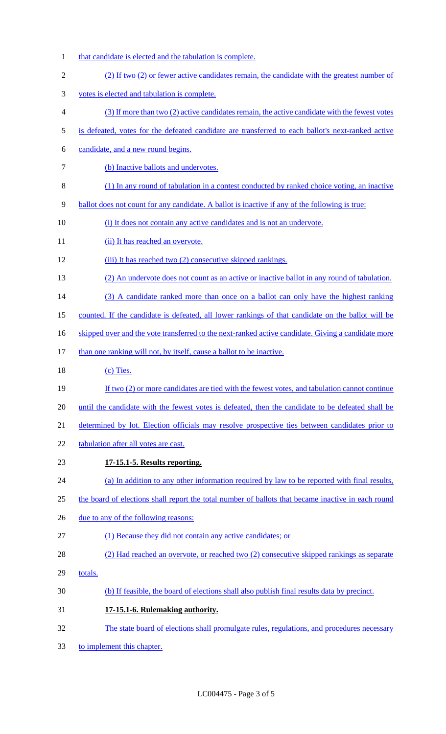that candidate is elected and the tabulation is complete.

(2) If two (2) or fewer active candidates remain, the candidate with the greatest number of votes is elected and tabulation is complete.

(3) If more than two (2) active candidates remain, the active candidate with the fewest votes is defeated, votes for the defeated candidate are transferred to each ballot's next-ranked active candidate, and a new round begins.

(b) Inactive ballots and undervotes.

(1) In any round of tabulation in a contest conducted by ranked choice voting, an inactive ballot does not count for any candidate. A ballot is inactive if any of the following is true:

(i) It does not contain any active candidates and is not an undervote.

(ii) It has reached an overvote.

(iii) It has reached two (2) consecutive skipped rankings.

(2) An undervote does not count as an active or inactive ballot in any round of tabulation.

(3) A candidate ranked more than once on a ballot can only have the highest ranking counted. If the candidate is defeated, all lower rankings of that candidate on the ballot will be skipped over and the vote transferred to the next-ranked active candidate. Giving a candidate more than one ranking will not, by itself, cause a ballot to be inactive.

(c) Ties.

If two (2) or more candidates are tied with the fewest votes, and tabulation cannot continue until the candidate with the fewest votes is defeated, then the candidate to be defeated shall be determined by lot. Election officials may resolve prospective ties between candidates prior to tabulation after all votes are cast.

**17-15.1-5. Results reporting.**

(a) In addition to any other information required by law to be reported with final results, the board of elections shall report the total number of ballots that became inactive in each round due to any of the following reasons:

(1) Because they did not contain any active candidates; or

(2) Had reached an overvote, or reached two (2) consecutive skipped rankings as separate totals.

(b) If feasible, the board of elections shall also publish final results data by precinct.

**17-15.1-6. Rulemaking authority.**

The state board of elections shall promulgate rules, regulations, and procedures necessary to implement this chapter.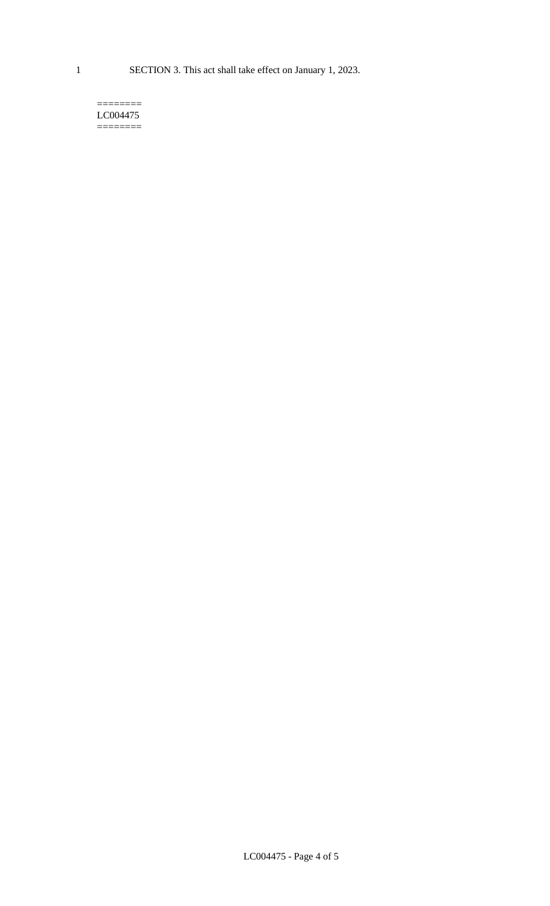1 SECTION 3. This act shall take effect on January 1, 2023.

========
LC004475
========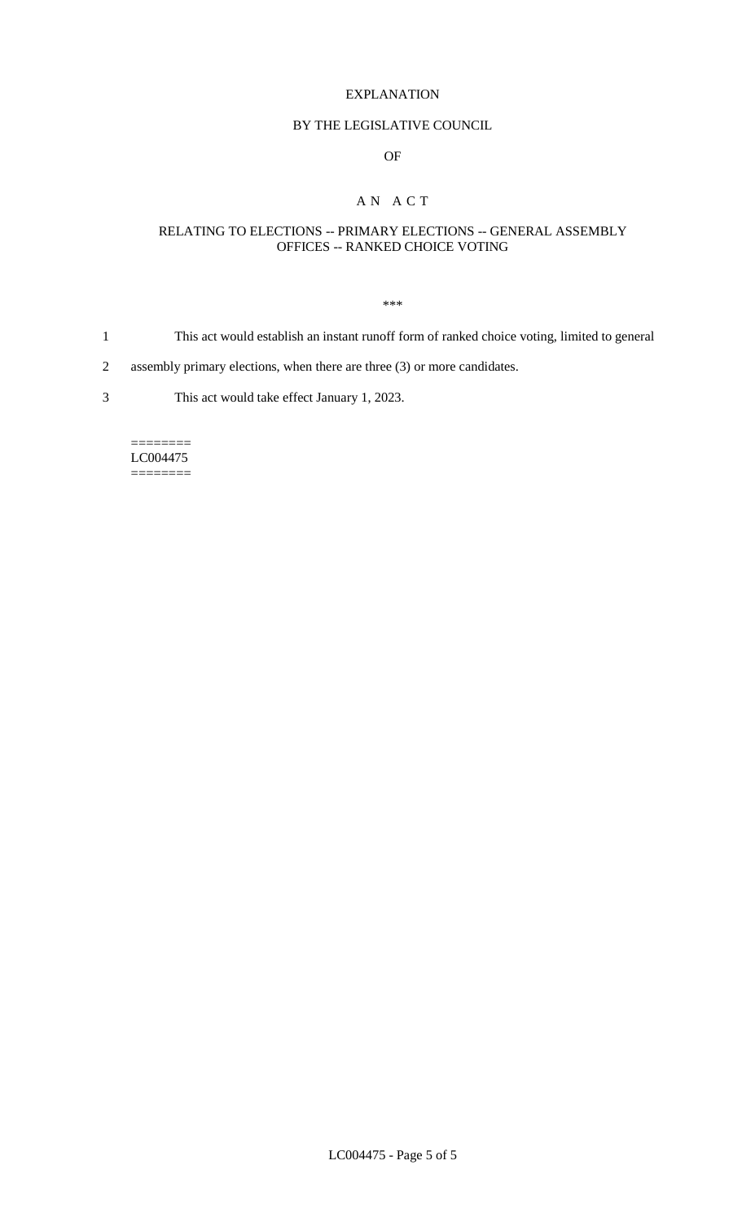EXPLANATION

BY THE LEGISLATIVE COUNCIL

OF

A N A C T

RELATING TO ELECTIONS -- PRIMARY ELECTIONS -- GENERAL ASSEMBLY OFFICES -- RANKED CHOICE VOTING

\*\*\*

1 This act would establish an instant runoff form of ranked choice voting, limited to general

2 assembly primary elections, when there are three (3) or more candidates.

3 This act would take effect January 1, 2023.

========
LC004475
========